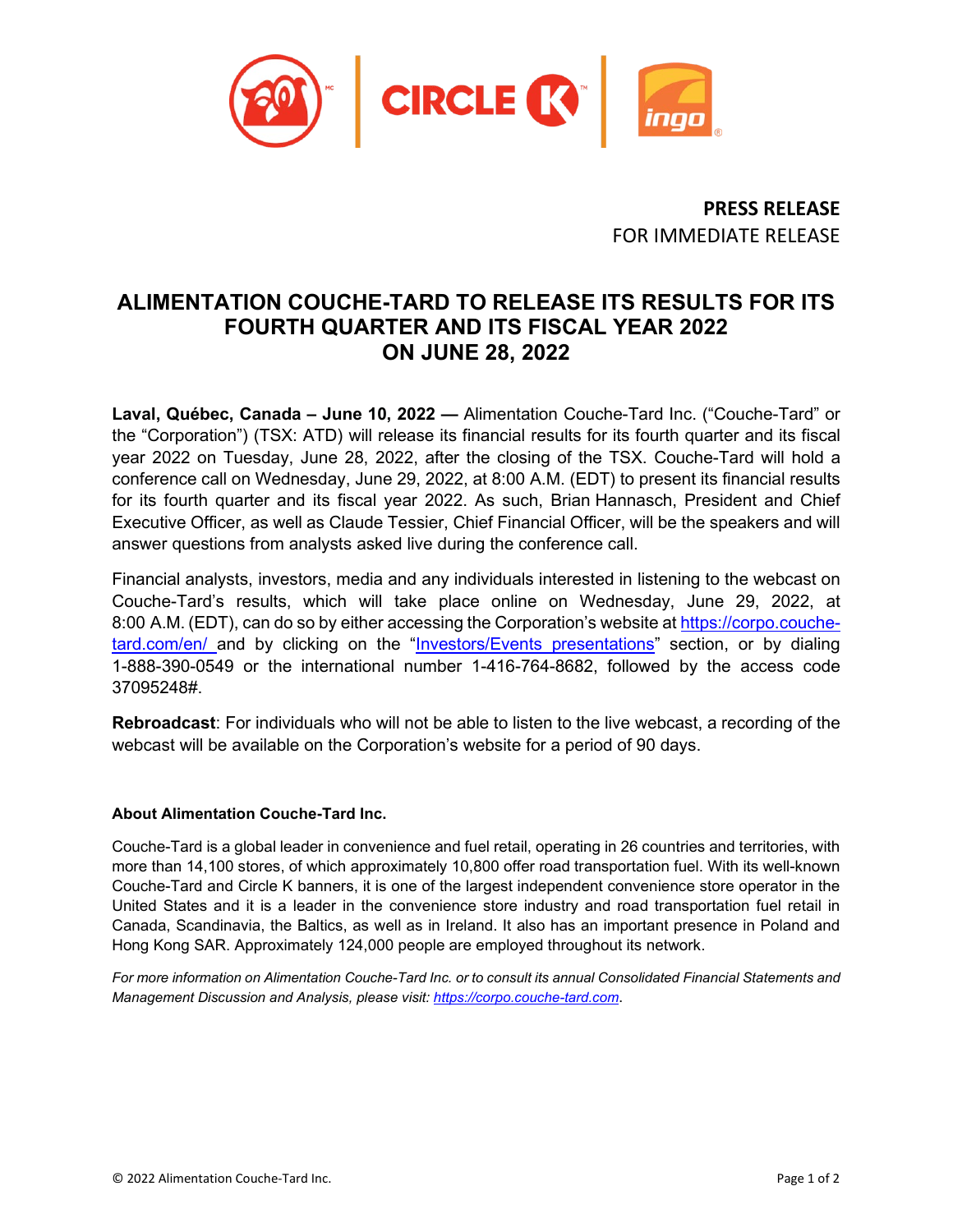**PRESS RELEASE**
FOR IMMEDIATE RELEASE

# ALIMENTATION COUCHE-TARD TO RELEASE ITS RESULTS FOR ITS FOURTH QUARTER AND ITS FISCAL YEAR 2022 ON JUNE 28, 2022

**Laval, Québec, Canada – June 10, 2022 —** Alimentation Couche-Tard Inc. ("Couche-Tard" or the "Corporation") (TSX: ATD) will release its financial results for its fourth quarter and its fiscal year 2022 on Tuesday, June 28, 2022, after the closing of the TSX. Couche-Tard will hold a conference call on Wednesday, June 29, 2022, at 8:00 A.M. (EDT) to present its financial results for its fourth quarter and its fiscal year 2022. As such, Brian Hannasch, President and Chief Executive Officer, as well as Claude Tessier, Chief Financial Officer, will be the speakers and will answer questions from analysts asked live during the conference call.

Financial analysts, investors, media and any individuals interested in listening to the webcast on Couche-Tard's results, which will take place online on Wednesday, June 29, 2022, at 8:00 A.M. (EDT), can do so by either accessing the Corporation's website at https://corpo.couche-tard.com/en/ and by clicking on the "Investors/Events presentations" section, or by dialing 1-888-390-0549 or the international number 1-416-764-8682, followed by the access code 37095248#.

**Rebroadcast**: For individuals who will not be able to listen to the live webcast, a recording of the webcast will be available on the Corporation's website for a period of 90 days.

### About Alimentation Couche-Tard Inc.

Couche-Tard is a global leader in convenience and fuel retail, operating in 26 countries and territories, with more than 14,100 stores, of which approximately 10,800 offer road transportation fuel. With its well-known Couche-Tard and Circle K banners, it is one of the largest independent convenience store operator in the United States and it is a leader in the convenience store industry and road transportation fuel retail in Canada, Scandinavia, the Baltics, as well as in Ireland. It also has an important presence in Poland and Hong Kong SAR. Approximately 124,000 people are employed throughout its network.

*For more information on Alimentation Couche-Tard Inc. or to consult its annual Consolidated Financial Statements and Management Discussion and Analysis, please visit: https://corpo.couche-tard.com.*

© 2022 Alimentation Couche-Tard Inc.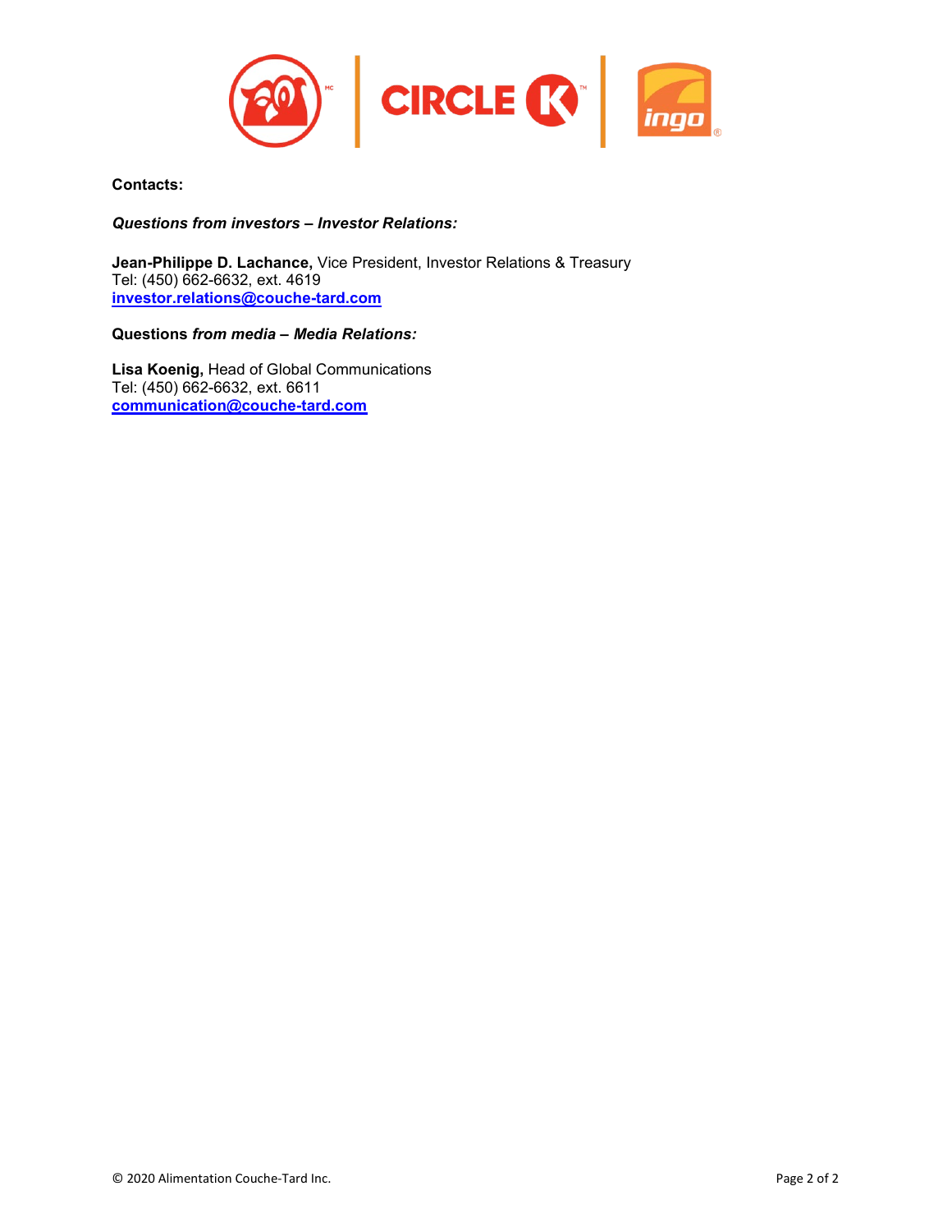**Contacts:**

***Questions from investors – Investor Relations:***

**Jean-Philippe D. Lachance,** Vice President, Investor Relations & Treasury
Tel: (450) 662-6632, ext. 4619
**investor.relations@couche-tard.com**

**Questions *from media – Media Relations:***

**Lisa Koenig,** Head of Global Communications
Tel: (450) 662-6632, ext. 6611
**communication@couche-tard.com**

© 2020 Alimentation Couche-Tard Inc.